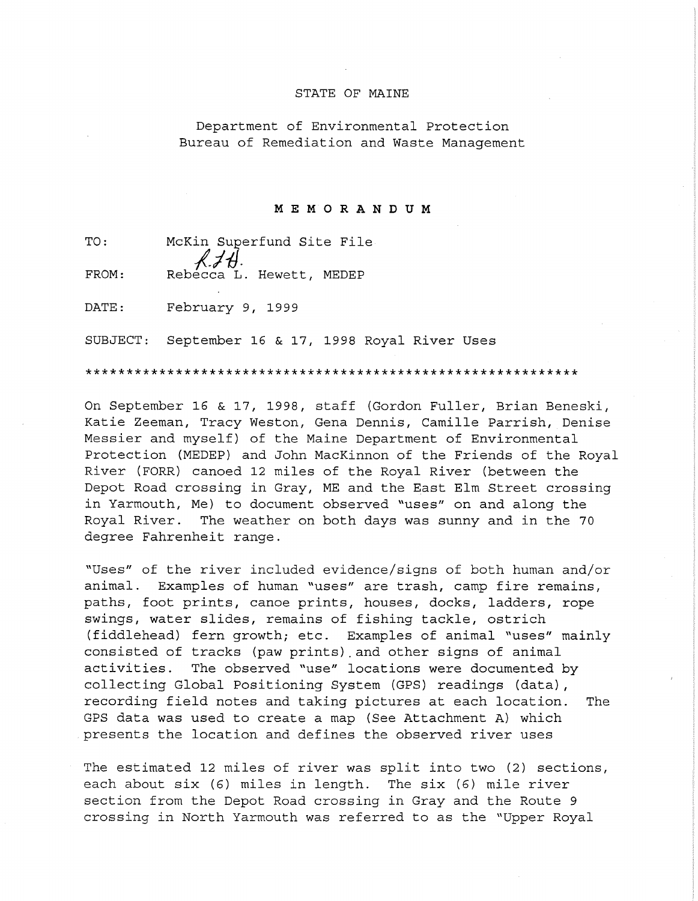STATE OF MAINE

Department of Environmental Protection
Bureau of Remediation and Waste Management

**M E M O R A N D U M**

TO: McKin Superfund Site File

FROM: Rebecca L. Hewett, MEDEP

DATE: February 9, 1999

SUBJECT: September 16 & 17, 1998 Royal River Uses

************************************************************

On September 16 & 17, 1998, staff (Gordon Fuller, Brian Beneski, Katie Zeeman, Tracy Weston, Gena Dennis, Camille Parrish, Denise Messier and myself) of the Maine Department of Environmental Protection (MEDEP) and John MacKinnon of the Friends of the Royal River (FORR) canoed 12 miles of the Royal River (between the Depot Road crossing in Gray, ME and the East Elm Street crossing in Yarmouth, Me) to document observed "uses" on and along the Royal River. The weather on both days was sunny and in the 70 degree Fahrenheit range.

"Uses" of the river included evidence/signs of both human and/or animal. Examples of human "uses" are trash, camp fire remains, paths, foot prints, canoe prints, houses, docks, ladders, rope swings, water slides, remains of fishing tackle, ostrich (fiddlehead) fern growth; etc. Examples of animal "uses" mainly consisted of tracks (paw prints) and other signs of animal activities. The observed "use" locations were documented by collecting Global Positioning System (GPS) readings (data), recording field notes and taking pictures at each location. The GPS data was used to create a map (See Attachment A) which presents the location and defines the observed river uses

The estimated 12 miles of river was split into two (2) sections, each about six (6) miles in length. The six (6) mile river section from the Depot Road crossing in Gray and the Route 9 crossing in North Yarmouth was referred to as the "Upper Royal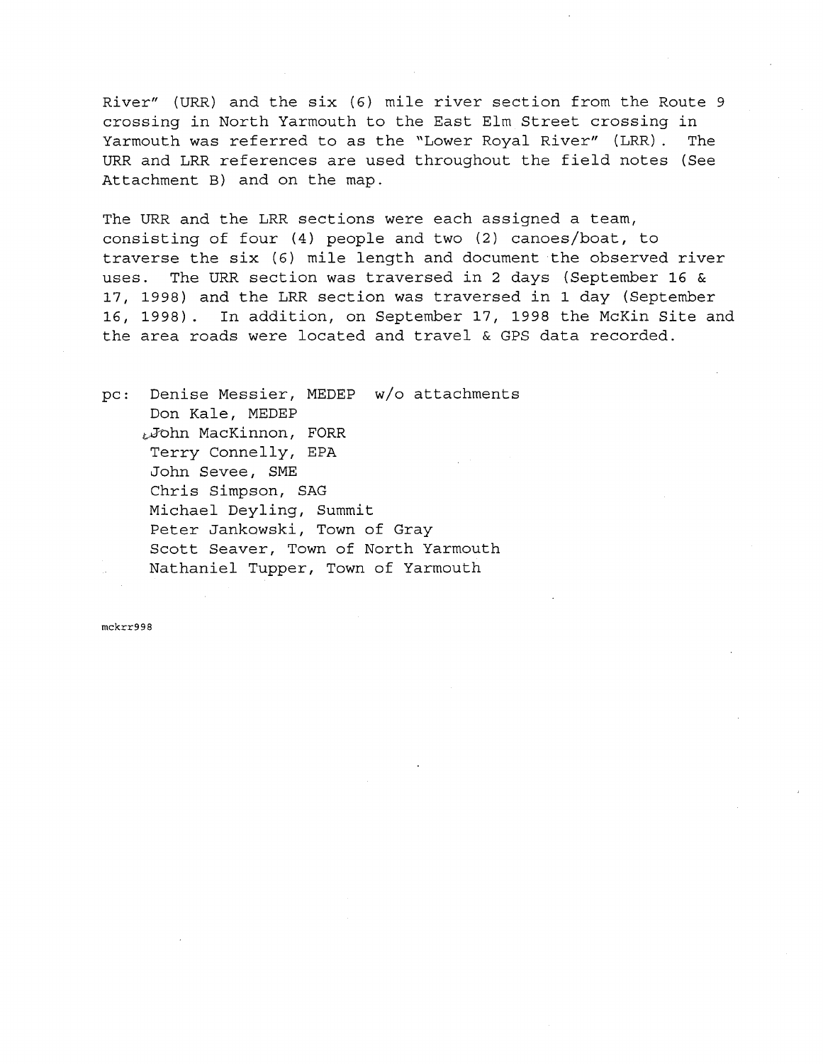River" (URR) and the six (6) mile river section from the Route 9 crossing in North Yarmouth to the East Elm Street crossing in Yarmouth was referred to as the "Lower Royal River" (LRR). The URR and LRR references are used throughout the field notes (See Attachment B) and on the map.

The URR and the LRR sections were each assigned a team, consisting of four (4) people and two (2) canoes/boat, to traverse the six (6) mile length and document the observed river uses. The URR section was traversed in 2 days (September 16 & 17, 1998) and the LRR section was traversed in 1 day (September 16, 1998). In addition, on September 17, 1998 the McKin Site and the area roads were located and travel & GPS data recorded.

pc: Denise Messier, MEDEP w/o attachments
Don Kale, MEDEP
John MacKinnon, FORR
Terry Connelly, EPA
John Sevee, SME
Chris Simpson, SAG
Michael Deyling, Summit
Peter Jankowski, Town of Gray
Scott Seaver, Town of North Yarmouth
Nathaniel Tupper, Town of Yarmouth

mckrr998